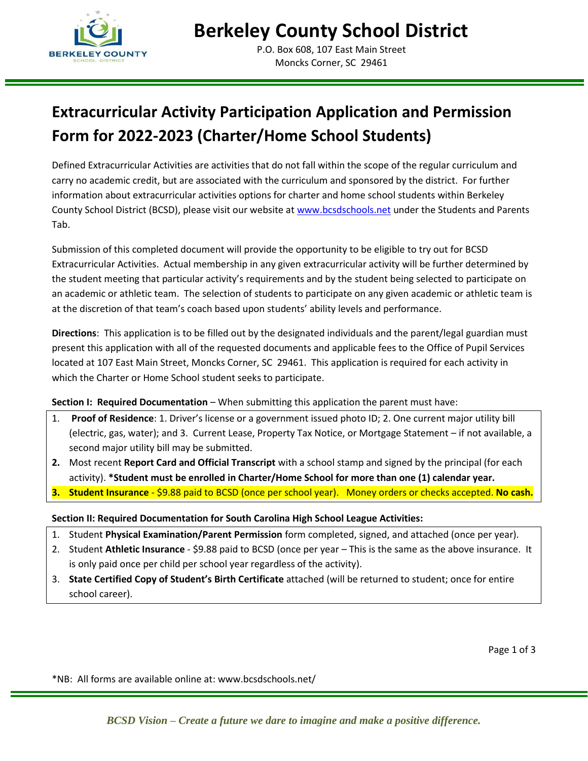# Berkeley County School District

P.O. Box 608, 107 East Main Street
Moncks Corner, SC 29461

## Extracurricular Activity Participation Application and Permission Form for 2022-2023 (Charter/Home School Students)

Defined Extracurricular Activities are activities that do not fall within the scope of the regular curriculum and carry no academic credit, but are associated with the curriculum and sponsored by the district. For further information about extracurricular activities options for charter and home school students within Berkeley County School District (BCSD), please visit our website at www.bcsdschools.net under the Students and Parents Tab.

Submission of this completed document will provide the opportunity to be eligible to try out for BCSD Extracurricular Activities. Actual membership in any given extracurricular activity will be further determined by the student meeting that particular activity's requirements and by the student being selected to participate on an academic or athletic team. The selection of students to participate on any given academic or athletic team is at the discretion of that team's coach based upon students' ability levels and performance.

**Directions**: This application is to be filled out by the designated individuals and the parent/legal guardian must present this application with all of the requested documents and applicable fees to the Office of Pupil Services located at 107 East Main Street, Moncks Corner, SC 29461. This application is required for each activity in which the Charter or Home School student seeks to participate.

**Section I: Required Documentation** – When submitting this application the parent must have:

1. **Proof of Residence**: 1. Driver's license or a government issued photo ID; 2. One current major utility bill (electric, gas, water); and 3. Current Lease, Property Tax Notice, or Mortgage Statement – if not available, a second major utility bill may be submitted.
2. Most recent **Report Card and Official Transcript** with a school stamp and signed by the principal (for each activity). **\*Student must be enrolled in Charter/Home School for more than one (1) calendar year.**
3. **Student Insurance** - $9.88 paid to BCSD (once per school year). Money orders or checks accepted. **No cash.**

**Section II: Required Documentation for South Carolina High School League Activities:**

1. Student **Physical Examination/Parent Permission** form completed, signed, and attached (once per year).
2. Student **Athletic Insurance** - $9.88 paid to BCSD (once per year – This is the same as the above insurance. It is only paid once per child per school year regardless of the activity).
3. **State Certified Copy of Student's Birth Certificate** attached (will be returned to student; once for entire school career).

\*NB: All forms are available online at: www.bcsdschools.net/

*BCSD Vision – Create a future we dare to imagine and make a positive difference.*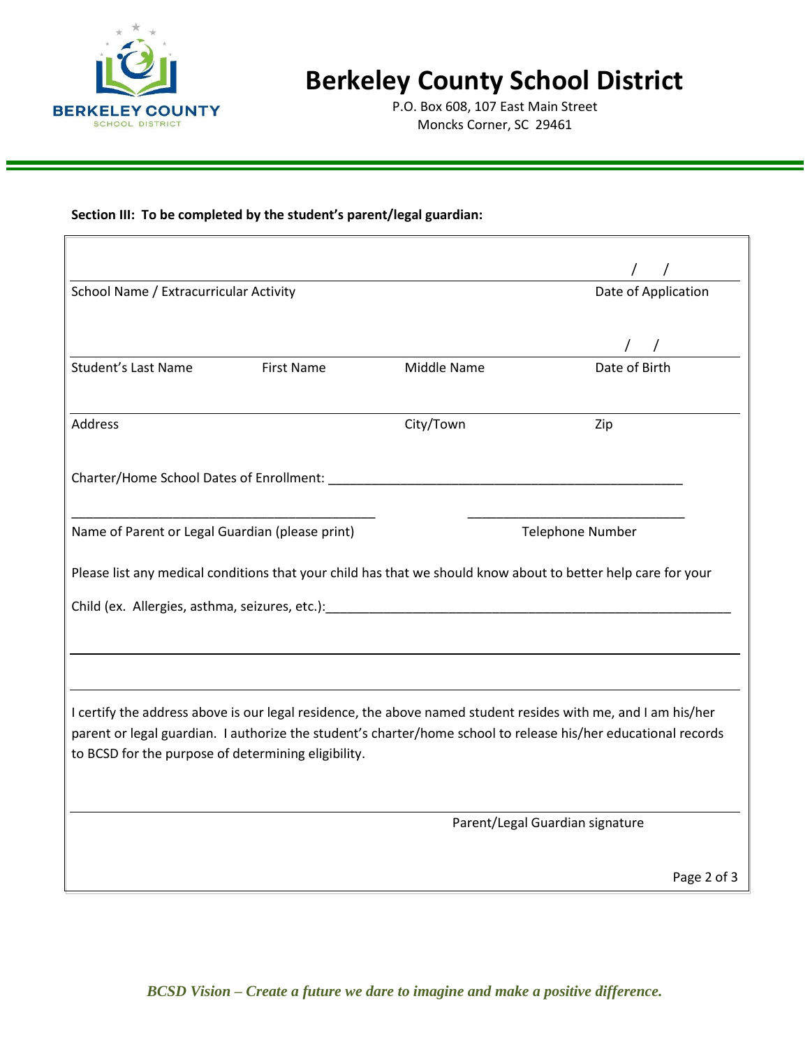# Berkeley County School District

P.O. Box 608, 107 East Main Street
Moncks Corner, SC 29461

**Section III: To be completed by the student's parent/legal guardian:**

School Name / Extracurricular Activity ________________________ Date of Application ___/___/___

Student's Last Name ____________ First Name ____________ Middle Name ____________ Date of Birth ___/___/___

Address ________________________ City/Town ____________ Zip ____________

Charter/Home School Dates of Enrollment: ___________________________________________________

__________________________________________ Name of Parent or Legal Guardian (please print)

______________________________ Telephone Number

Please list any medical conditions that your child has that we should know about to better help care for your Child (ex. Allergies, asthma, seizures, etc.):_______________________________________________________

_______________________________________________________________________________

_______________________________________________________________________________

I certify the address above is our legal residence, the above named student resides with me, and I am his/her parent or legal guardian. I authorize the student's charter/home school to release his/her educational records to BCSD for the purpose of determining eligibility.

_______________________________________________________________________________
Parent/Legal Guardian signature

*BCSD Vision – Create a future we dare to imagine and make a positive difference.*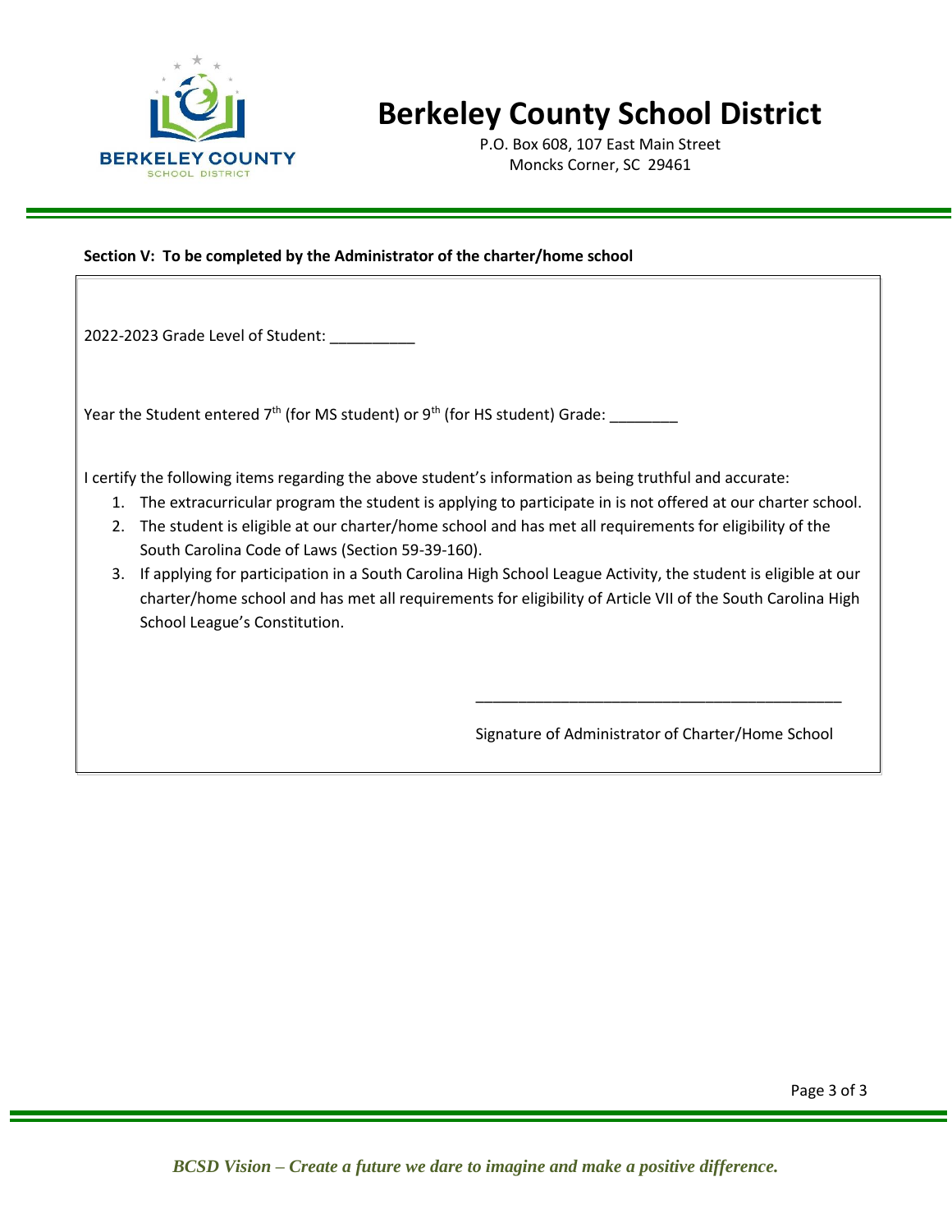# Berkeley County School District

P.O. Box 608, 107 East Main Street
Moncks Corner, SC 29461

**Section V: To be completed by the Administrator of the charter/home school**

2022-2023 Grade Level of Student: __________

Year the Student entered 7th (for MS student) or 9th (for HS student) Grade: ________

I certify the following items regarding the above student's information as being truthful and accurate:

1. The extracurricular program the student is applying to participate in is not offered at our charter school.
2. The student is eligible at our charter/home school and has met all requirements for eligibility of the South Carolina Code of Laws (Section 59-39-160).
3. If applying for participation in a South Carolina High School League Activity, the student is eligible at our charter/home school and has met all requirements for eligibility of Article VII of the South Carolina High School League's Constitution.

_____________________________________________

Signature of Administrator of Charter/Home School

*BCSD Vision – Create a future we dare to imagine and make a positive difference.*